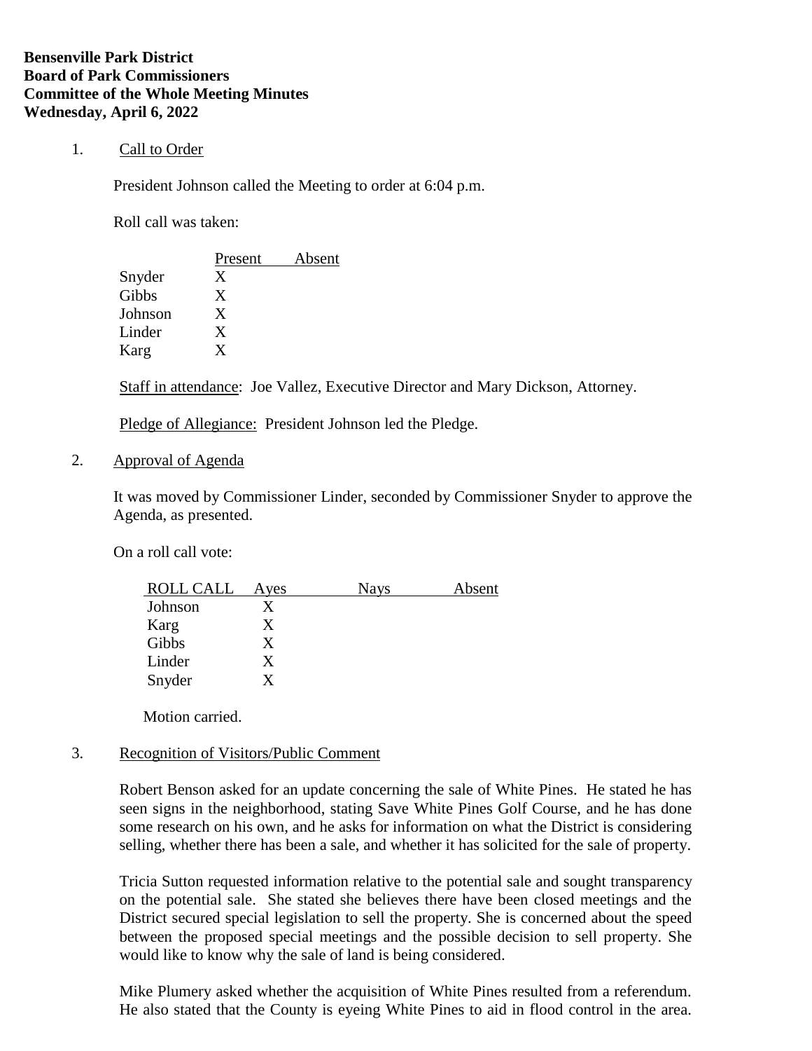**Bensenville Park District**
**Board of Park Commissioners**
**Committee of the Whole Meeting Minutes**
**Wednesday, April 6, 2022**

1. Call to Order

   President Johnson called the Meeting to order at 6:04 p.m.

   Roll call was taken:

   | | Present | Absent |
   |---|---|---|
   | Snyder | X | |
   | Gibbs | X | |
   | Johnson | X | |
   | Linder | X | |
   | Karg | X | |

   Staff in attendance: Joe Vallez, Executive Director and Mary Dickson, Attorney.

   Pledge of Allegiance: President Johnson led the Pledge.

2. Approval of Agenda

   It was moved by Commissioner Linder, seconded by Commissioner Snyder to approve the Agenda, as presented.

   On a roll call vote:

   | ROLL CALL | Ayes | Nays | Absent |
   |---|---|---|---|
   | Johnson | X | | |
   | Karg | X | | |
   | Gibbs | X | | |
   | Linder | X | | |
   | Snyder | X | | |

   Motion carried.

3. Recognition of Visitors/Public Comment

   Robert Benson asked for an update concerning the sale of White Pines. He stated he has seen signs in the neighborhood, stating Save White Pines Golf Course, and he has done some research on his own, and he asks for information on what the District is considering selling, whether there has been a sale, and whether it has solicited for the sale of property.

   Tricia Sutton requested information relative to the potential sale and sought transparency on the potential sale. She stated she believes there have been closed meetings and the District secured special legislation to sell the property. She is concerned about the speed between the proposed special meetings and the possible decision to sell property. She would like to know why the sale of land is being considered.

   Mike Plumery asked whether the acquisition of White Pines resulted from a referendum. He also stated that the County is eyeing White Pines to aid in flood control in the area.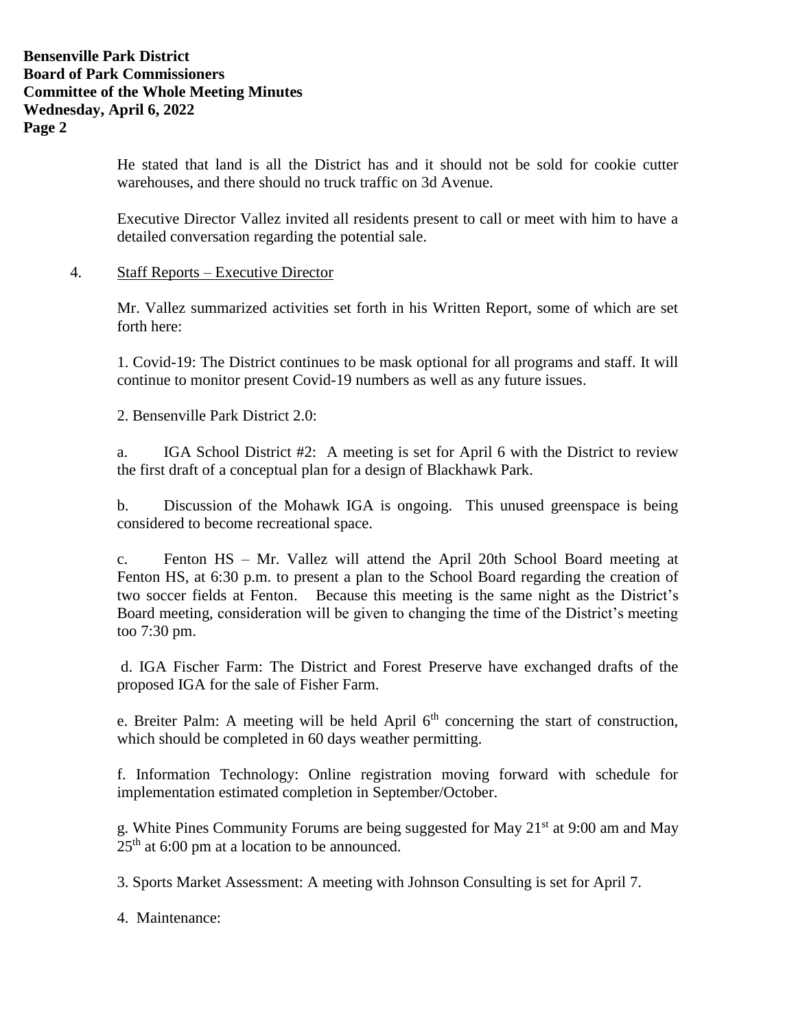He stated that land is all the District has and it should not be sold for cookie cutter warehouses, and there should no truck traffic on 3d Avenue.

Executive Director Vallez invited all residents present to call or meet with him to have a detailed conversation regarding the potential sale.

4. Staff Reports – Executive Director

Mr. Vallez summarized activities set forth in his Written Report, some of which are set forth here:

1. Covid-19: The District continues to be mask optional for all programs and staff. It will continue to monitor present Covid-19 numbers as well as any future issues.

2. Bensenville Park District 2.0:

a. IGA School District #2: A meeting is set for April 6 with the District to review the first draft of a conceptual plan for a design of Blackhawk Park.

b. Discussion of the Mohawk IGA is ongoing. This unused greenspace is being considered to become recreational space.

c. Fenton HS – Mr. Vallez will attend the April 20th School Board meeting at Fenton HS, at 6:30 p.m. to present a plan to the School Board regarding the creation of two soccer fields at Fenton. Because this meeting is the same night as the District's Board meeting, consideration will be given to changing the time of the District's meeting too 7:30 pm.

d. IGA Fischer Farm: The District and Forest Preserve have exchanged drafts of the proposed IGA for the sale of Fisher Farm.

e. Breiter Palm: A meeting will be held April 6th concerning the start of construction, which should be completed in 60 days weather permitting.

f. Information Technology: Online registration moving forward with schedule for implementation estimated completion in September/October.

g. White Pines Community Forums are being suggested for May 21st at 9:00 am and May 25th at 6:00 pm at a location to be announced.

3. Sports Market Assessment: A meeting with Johnson Consulting is set for April 7.

4. Maintenance: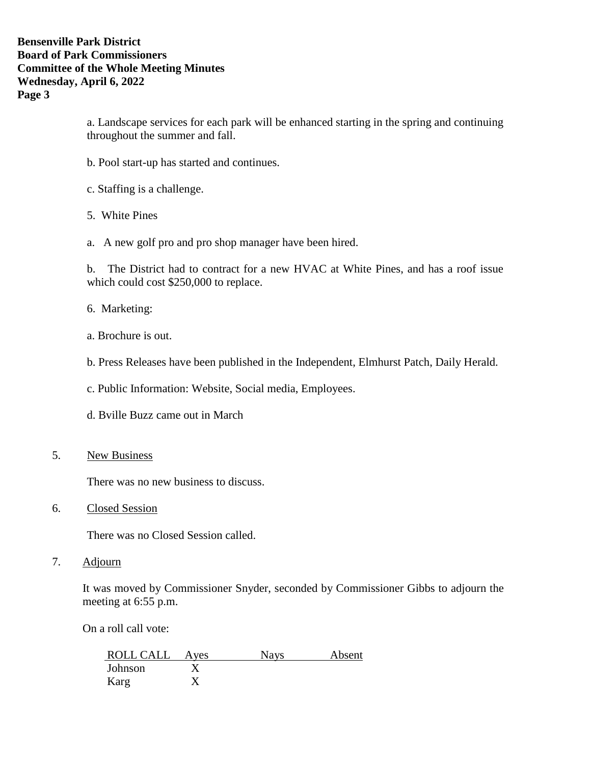a. Landscape services for each park will be enhanced starting in the spring and continuing throughout the summer and fall.

b. Pool start-up has started and continues.

c. Staffing is a challenge.

5. White Pines

a. A new golf pro and pro shop manager have been hired.

b. The District had to contract for a new HVAC at White Pines, and has a roof issue which could cost $250,000 to replace.

6. Marketing:

a. Brochure is out.

b. Press Releases have been published in the Independent, Elmhurst Patch, Daily Herald.

c. Public Information: Website, Social media, Employees.

d. Bville Buzz came out in March

5. New Business

There was no new business to discuss.

6. Closed Session

There was no Closed Session called.

7. Adjourn

It was moved by Commissioner Snyder, seconded by Commissioner Gibbs to adjourn the meeting at 6:55 p.m.

On a roll call vote:

| ROLL CALL | Ayes | Nays | Absent |
|---|---|---|---|
| Johnson | X | | |
| Karg | X | | |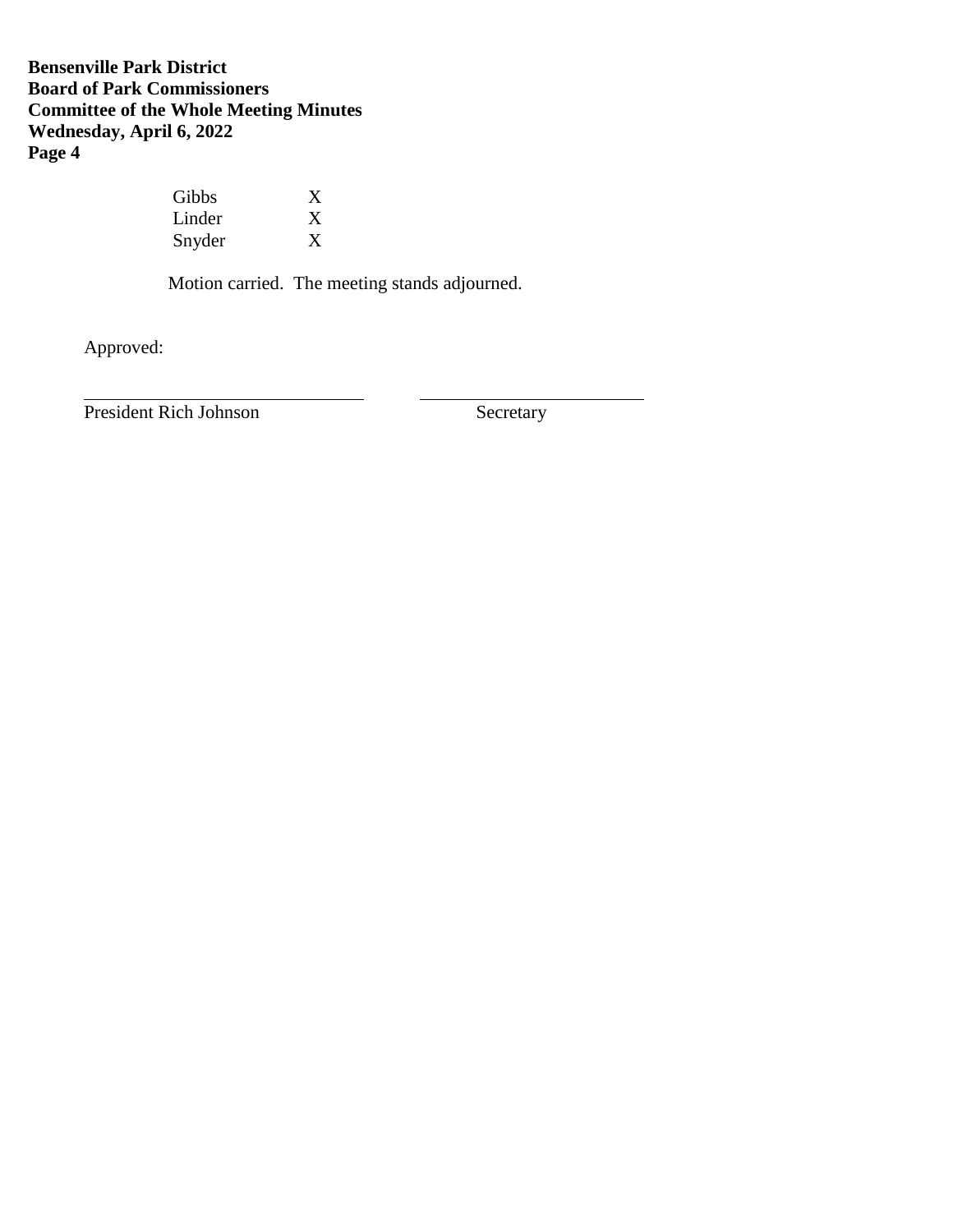| | |
|---|---|
| Gibbs | X |
| Linder | X |
| Snyder | X |

Motion carried. The meeting stands adjourned.

Approved:

\_\_\_\_\_\_\_\_\_\_\_\_\_\_\_\_\_\_\_\_\_\_\_\_\_\_\_\_ \_\_\_\_\_\_\_\_\_\_\_\_\_\_\_\_\_\_\_\_\_\_\_\_

President Rich Johnson Secretary